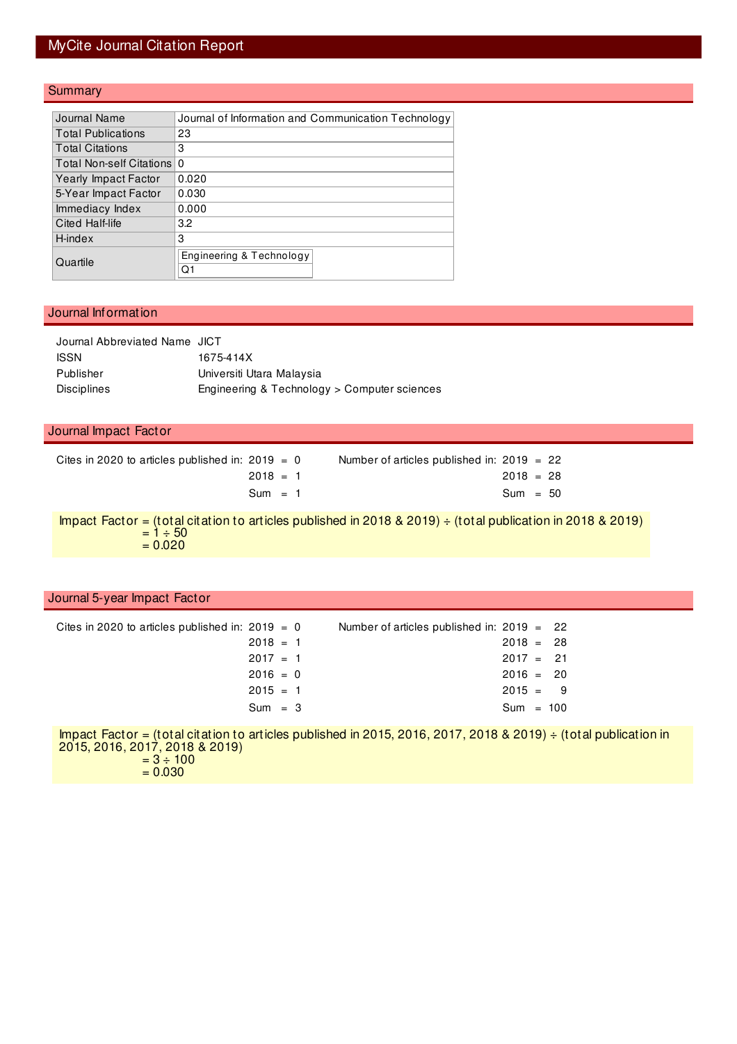# MyCite Journal Citation Report

## Summary

| | |
|---|---|
| Journal Name | Journal of Information and Communication Technology |
| Total Publications | 23 |
| Total Citations | 3 |
| Total Non-self Citations | 0 |
| Yearly Impact Factor | 0.020 |
| 5-Year Impact Factor | 0.030 |
| Immediacy Index | 0.000 |
| Cited Half-life | 3.2 |
| H-index | 3 |
| Quartile | Engineering & Technology: Q1 |

## Journal Information

Journal Abbreviated Name: JICT

ISSN: 1675-414X

Publisher: Universiti Utara Malaysia

Disciplines: Engineering & Technology > Computer sciences

## Journal Impact Factor

| Cites in 2020 to articles published in: | | Number of articles published in: | |
|---|---|---|---|
| 2019 | 0 | 2019 | 22 |
| 2018 | 1 | 2018 | 28 |
| Sum | 1 | Sum | 50 |

Impact Factor = (total citation to articles published in 2018 & 2019) ÷ (total publication in 2018 & 2019)
= 1 ÷ 50
= 0.020

## Journal 5-year Impact Factor

| Cites in 2020 to articles published in: | | Number of articles published in: | |
|---|---|---|---|
| 2019 | 0 | 2019 | 22 |
| 2018 | 1 | 2018 | 28 |
| 2017 | 1 | 2017 | 21 |
| 2016 | 0 | 2016 | 20 |
| 2015 | 1 | 2015 | 9 |
| Sum | 3 | Sum | 100 |

Impact Factor = (total citation to articles published in 2015, 2016, 2017, 2018 & 2019) ÷ (total publication in 2015, 2016, 2017, 2018 & 2019)
= 3 ÷ 100
= 0.030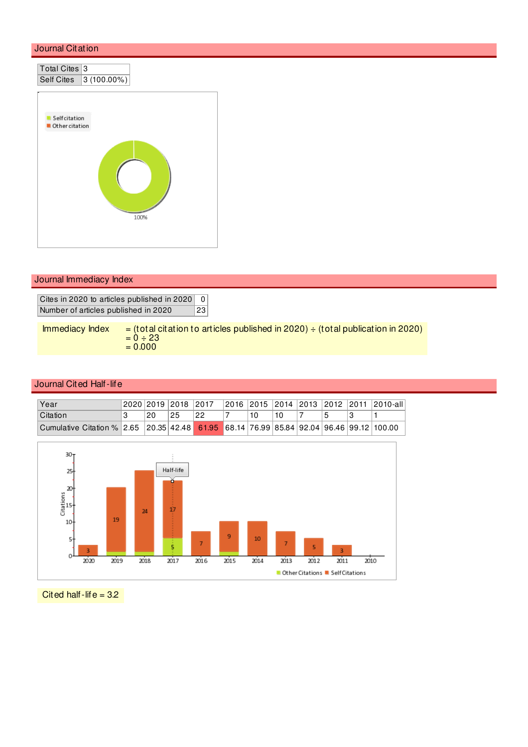## Journal Citation

| Total Cites | 3 |
|---|---|
| Self Cites | 3 (100.00%) |

## Journal Immediacy Index

| Cites in 2020 to articles published in 2020 | 0 |
|---|---|
| Number of articles published in 2020 | 23 |

Immediacy Index = (total citation to articles published in 2020) ÷ (total publication in 2020)
= 0 ÷ 23
= 0.000

## Journal Cited Half-life

| Year | 2020 | 2019 | 2018 | 2017 | 2016 | 2015 | 2014 | 2013 | 2012 | 2011 | 2010-all |
|---|---|---|---|---|---|---|---|---|---|---|---|
| Citation | 3 | 20 | 25 | 22 | 7 | 10 | 10 | 7 | 5 | 3 | 1 |
| Cumulative Citation % | 2.65 | 20.35 | 42.48 | 61.95 | 68.14 | 76.99 | 85.84 | 92.04 | 96.46 | 99.12 | 100.00 |

Cited half-life = 3.2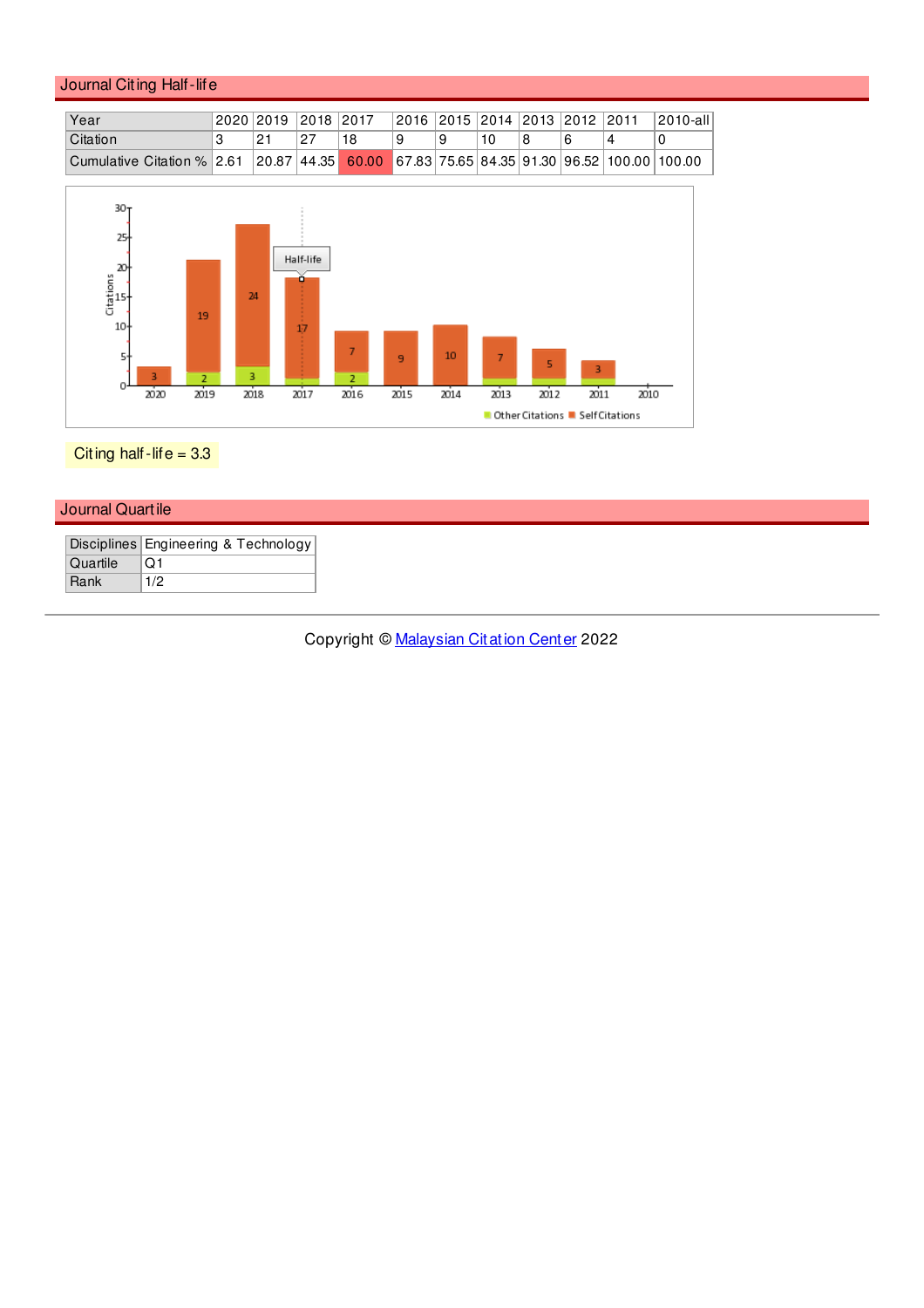## Journal Citing Half-life

| Year | 2020 | 2019 | 2018 | 2017 | 2016 | 2015 | 2014 | 2013 | 2012 | 2011 | 2010-all |
|---|---|---|---|---|---|---|---|---|---|---|---|
| Citation | 3 | 21 | 27 | 18 | 9 | 9 | 10 | 8 | 6 | 4 | 0 |
| Cumulative Citation % | 2.61 | 20.87 | 44.35 | 60.00 | 67.83 | 75.65 | 84.35 | 91.30 | 96.52 | 100.00 | 100.00 |

Citations
30
25
20
15
10
5
0
Half-life
3
19
2
24
3
17
7
2
9
10
7
5
3
2020 2019 2018 2017 2016 2015 2014 2013 2012 2011 2010
Other Citations   Self Citations

Citing half-life = 3.3

## Journal Quartile

| | |
|---|---|
| Disciplines | Engineering & Technology |
| Quartile | Q1 |
| Rank | 1/2 |

Copyright © Malaysian Citation Center 2022